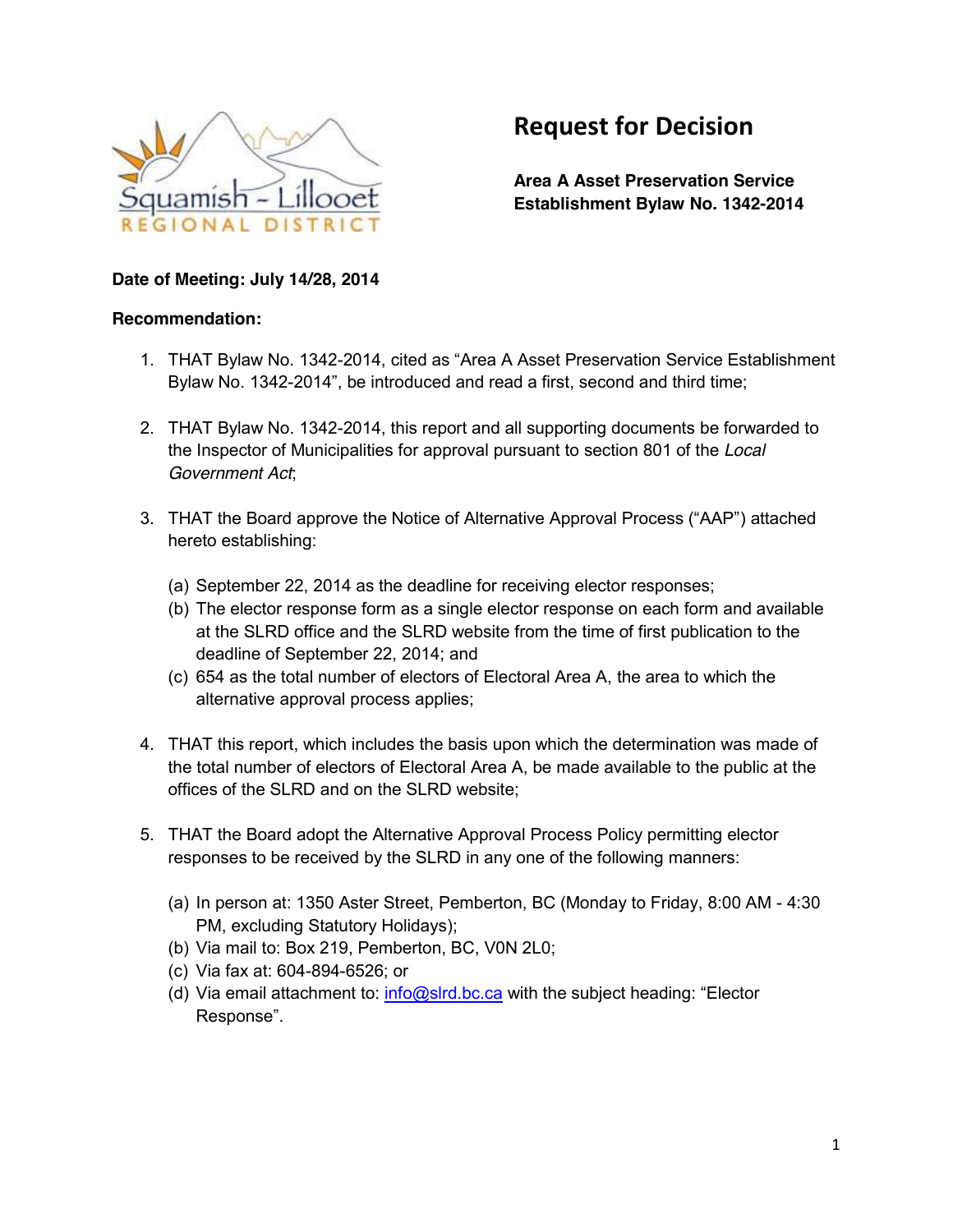Squamish - Lillooet REGIONAL DISTRICT

# Request for Decision

**Area A Asset Preservation Service Establishment Bylaw No. 1342-2014**

**Date of Meeting: July 14/28, 2014**

**Recommendation:**

1. THAT Bylaw No. 1342-2014, cited as "Area A Asset Preservation Service Establishment Bylaw No. 1342-2014", be introduced and read a first, second and third time;

2. THAT Bylaw No. 1342-2014, this report and all supporting documents be forwarded to the Inspector of Municipalities for approval pursuant to section 801 of the *Local Government Act*;

3. THAT the Board approve the Notice of Alternative Approval Process ("AAP") attached hereto establishing:

   (a) September 22, 2014 as the deadline for receiving elector responses;
   (b) The elector response form as a single elector response on each form and available at the SLRD office and the SLRD website from the time of first publication to the deadline of September 22, 2014; and
   (c) 654 as the total number of electors of Electoral Area A, the area to which the alternative approval process applies;

4. THAT this report, which includes the basis upon which the determination was made of the total number of electors of Electoral Area A, be made available to the public at the offices of the SLRD and on the SLRD website;

5. THAT the Board adopt the Alternative Approval Process Policy permitting elector responses to be received by the SLRD in any one of the following manners:

   (a) In person at: 1350 Aster Street, Pemberton, BC (Monday to Friday, 8:00 AM - 4:30 PM, excluding Statutory Holidays);
   (b) Via mail to: Box 219, Pemberton, BC, V0N 2L0;
   (c) Via fax at: 604-894-6526; or
   (d) Via email attachment to: info@slrd.bc.ca with the subject heading: "Elector Response".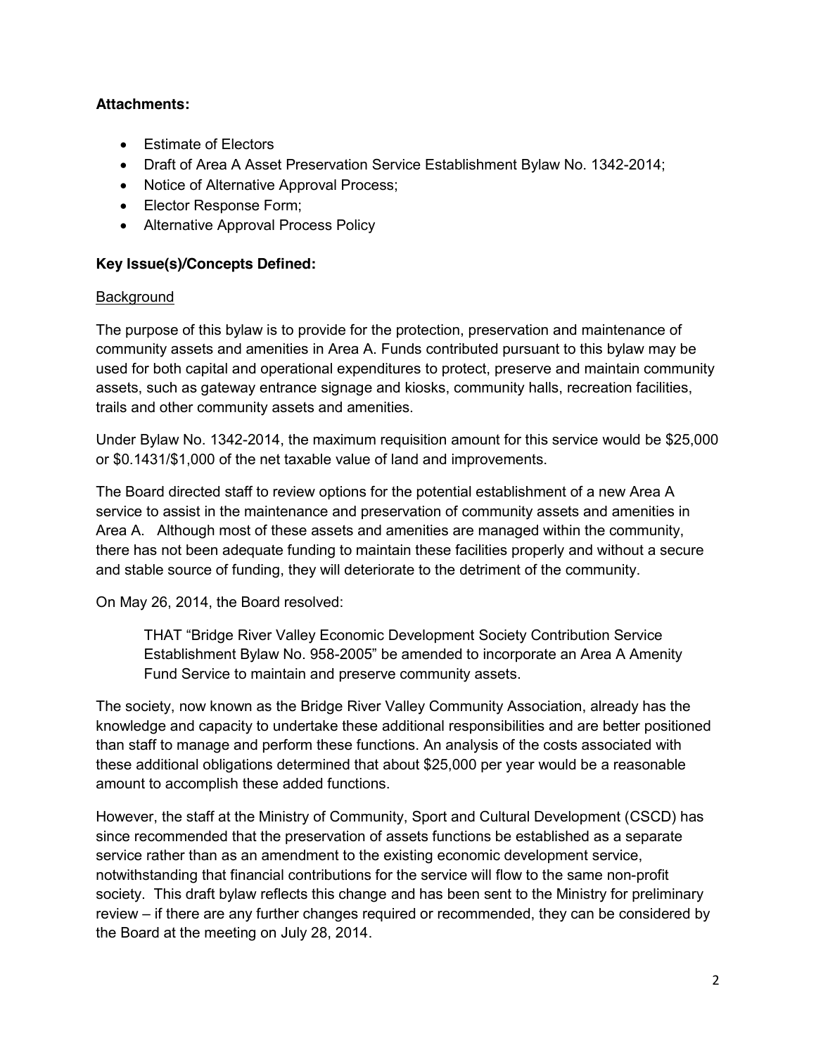**Attachments:**

- Estimate of Electors
- Draft of Area A Asset Preservation Service Establishment Bylaw No. 1342-2014;
- Notice of Alternative Approval Process;
- Elector Response Form;
- Alternative Approval Process Policy

**Key Issue(s)/Concepts Defined:**

Background

The purpose of this bylaw is to provide for the protection, preservation and maintenance of community assets and amenities in Area A. Funds contributed pursuant to this bylaw may be used for both capital and operational expenditures to protect, preserve and maintain community assets, such as gateway entrance signage and kiosks, community halls, recreation facilities, trails and other community assets and amenities.

Under Bylaw No. 1342-2014, the maximum requisition amount for this service would be $25,000 or $0.1431/$1,000 of the net taxable value of land and improvements.

The Board directed staff to review options for the potential establishment of a new Area A service to assist in the maintenance and preservation of community assets and amenities in Area A. Although most of these assets and amenities are managed within the community, there has not been adequate funding to maintain these facilities properly and without a secure and stable source of funding, they will deteriorate to the detriment of the community.

On May 26, 2014, the Board resolved:

> THAT "Bridge River Valley Economic Development Society Contribution Service Establishment Bylaw No. 958-2005" be amended to incorporate an Area A Amenity Fund Service to maintain and preserve community assets.

The society, now known as the Bridge River Valley Community Association, already has the knowledge and capacity to undertake these additional responsibilities and are better positioned than staff to manage and perform these functions. An analysis of the costs associated with these additional obligations determined that about $25,000 per year would be a reasonable amount to accomplish these added functions.

However, the staff at the Ministry of Community, Sport and Cultural Development (CSCD) has since recommended that the preservation of assets functions be established as a separate service rather than as an amendment to the existing economic development service, notwithstanding that financial contributions for the service will flow to the same non-profit society. This draft bylaw reflects this change and has been sent to the Ministry for preliminary review – if there are any further changes required or recommended, they can be considered by the Board at the meeting on July 28, 2014.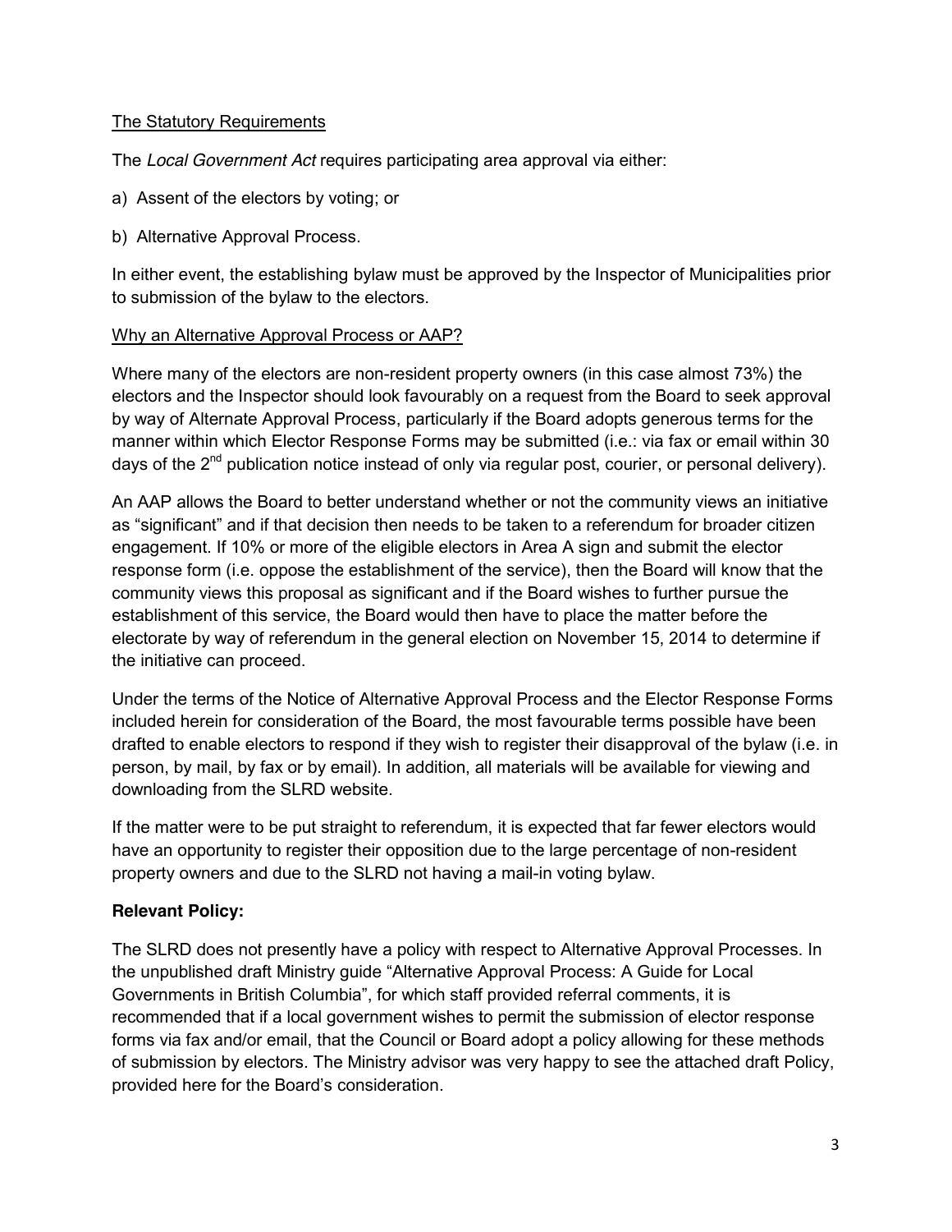The Statutory Requirements

The *Local Government Act* requires participating area approval via either:

a) Assent of the electors by voting; or

b) Alternative Approval Process.

In either event, the establishing bylaw must be approved by the Inspector of Municipalities prior to submission of the bylaw to the electors.

Why an Alternative Approval Process or AAP?

Where many of the electors are non-resident property owners (in this case almost 73%) the electors and the Inspector should look favourably on a request from the Board to seek approval by way of Alternate Approval Process, particularly if the Board adopts generous terms for the manner within which Elector Response Forms may be submitted (i.e.: via fax or email within 30 days of the 2nd publication notice instead of only via regular post, courier, or personal delivery).

An AAP allows the Board to better understand whether or not the community views an initiative as "significant" and if that decision then needs to be taken to a referendum for broader citizen engagement. If 10% or more of the eligible electors in Area A sign and submit the elector response form (i.e. oppose the establishment of the service), then the Board will know that the community views this proposal as significant and if the Board wishes to further pursue the establishment of this service, the Board would then have to place the matter before the electorate by way of referendum in the general election on November 15, 2014 to determine if the initiative can proceed.

Under the terms of the Notice of Alternative Approval Process and the Elector Response Forms included herein for consideration of the Board, the most favourable terms possible have been drafted to enable electors to respond if they wish to register their disapproval of the bylaw (i.e. in person, by mail, by fax or by email). In addition, all materials will be available for viewing and downloading from the SLRD website.

If the matter were to be put straight to referendum, it is expected that far fewer electors would have an opportunity to register their opposition due to the large percentage of non-resident property owners and due to the SLRD not having a mail-in voting bylaw.

**Relevant Policy:**

The SLRD does not presently have a policy with respect to Alternative Approval Processes. In the unpublished draft Ministry guide "Alternative Approval Process: A Guide for Local Governments in British Columbia", for which staff provided referral comments, it is recommended that if a local government wishes to permit the submission of elector response forms via fax and/or email, that the Council or Board adopt a policy allowing for these methods of submission by electors. The Ministry advisor was very happy to see the attached draft Policy, provided here for the Board's consideration.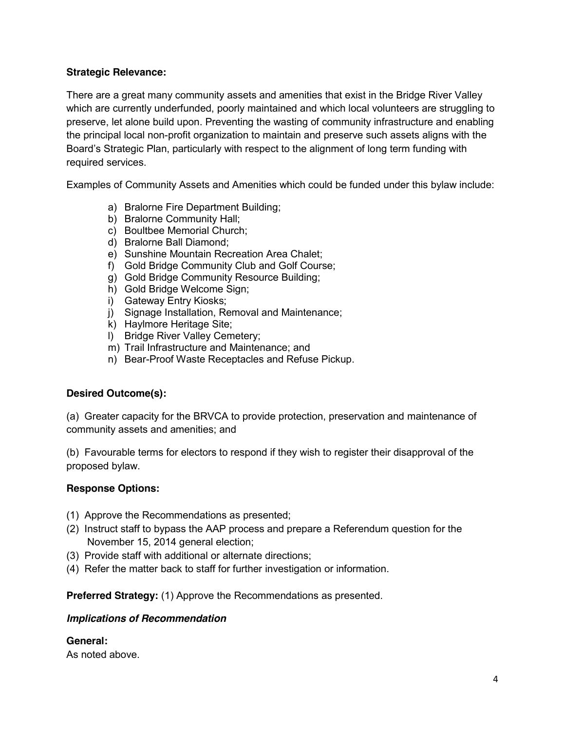**Strategic Relevance:**

There are a great many community assets and amenities that exist in the Bridge River Valley which are currently underfunded, poorly maintained and which local volunteers are struggling to preserve, let alone build upon. Preventing the wasting of community infrastructure and enabling the principal local non-profit organization to maintain and preserve such assets aligns with the Board's Strategic Plan, particularly with respect to the alignment of long term funding with required services.

Examples of Community Assets and Amenities which could be funded under this bylaw include:

a) Bralorne Fire Department Building;
b) Bralorne Community Hall;
c) Boultbee Memorial Church;
d) Bralorne Ball Diamond;
e) Sunshine Mountain Recreation Area Chalet;
f) Gold Bridge Community Club and Golf Course;
g) Gold Bridge Community Resource Building;
h) Gold Bridge Welcome Sign;
i) Gateway Entry Kiosks;
j) Signage Installation, Removal and Maintenance;
k) Haylmore Heritage Site;
l) Bridge River Valley Cemetery;
m) Trail Infrastructure and Maintenance; and
n) Bear-Proof Waste Receptacles and Refuse Pickup.

**Desired Outcome(s):**

(a) Greater capacity for the BRVCA to provide protection, preservation and maintenance of community assets and amenities; and

(b) Favourable terms for electors to respond if they wish to register their disapproval of the proposed bylaw.

**Response Options:**

(1) Approve the Recommendations as presented;
(2) Instruct staff to bypass the AAP process and prepare a Referendum question for the November 15, 2014 general election;
(3) Provide staff with additional or alternate directions;
(4) Refer the matter back to staff for further investigation or information.

**Preferred Strategy:** (1) Approve the Recommendations as presented.

***Implications of Recommendation***

**General:**
As noted above.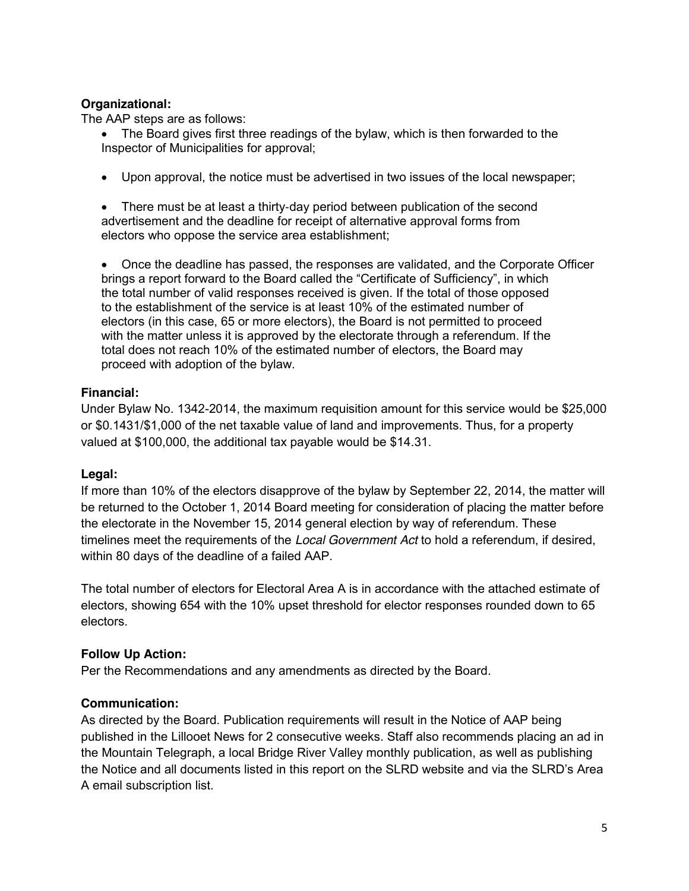**Organizational:**

The AAP steps are as follows:

- The Board gives first three readings of the bylaw, which is then forwarded to the Inspector of Municipalities for approval;
- Upon approval, the notice must be advertised in two issues of the local newspaper;
- There must be at least a thirty-day period between publication of the second advertisement and the deadline for receipt of alternative approval forms from electors who oppose the service area establishment;
- Once the deadline has passed, the responses are validated, and the Corporate Officer brings a report forward to the Board called the "Certificate of Sufficiency", in which the total number of valid responses received is given. If the total of those opposed to the establishment of the service is at least 10% of the estimated number of electors (in this case, 65 or more electors), the Board is not permitted to proceed with the matter unless it is approved by the electorate through a referendum. If the total does not reach 10% of the estimated number of electors, the Board may proceed with adoption of the bylaw.

**Financial:**

Under Bylaw No. 1342-2014, the maximum requisition amount for this service would be $25,000 or $0.1431/$1,000 of the net taxable value of land and improvements. Thus, for a property valued at $100,000, the additional tax payable would be $14.31.

**Legal:**

If more than 10% of the electors disapprove of the bylaw by September 22, 2014, the matter will be returned to the October 1, 2014 Board meeting for consideration of placing the matter before the electorate in the November 15, 2014 general election by way of referendum. These timelines meet the requirements of the *Local Government Act* to hold a referendum, if desired, within 80 days of the deadline of a failed AAP.

The total number of electors for Electoral Area A is in accordance with the attached estimate of electors, showing 654 with the 10% upset threshold for elector responses rounded down to 65 electors.

**Follow Up Action:**

Per the Recommendations and any amendments as directed by the Board.

**Communication:**

As directed by the Board. Publication requirements will result in the Notice of AAP being published in the Lillooet News for 2 consecutive weeks. Staff also recommends placing an ad in the Mountain Telegraph, a local Bridge River Valley monthly publication, as well as publishing the Notice and all documents listed in this report on the SLRD website and via the SLRD's Area A email subscription list.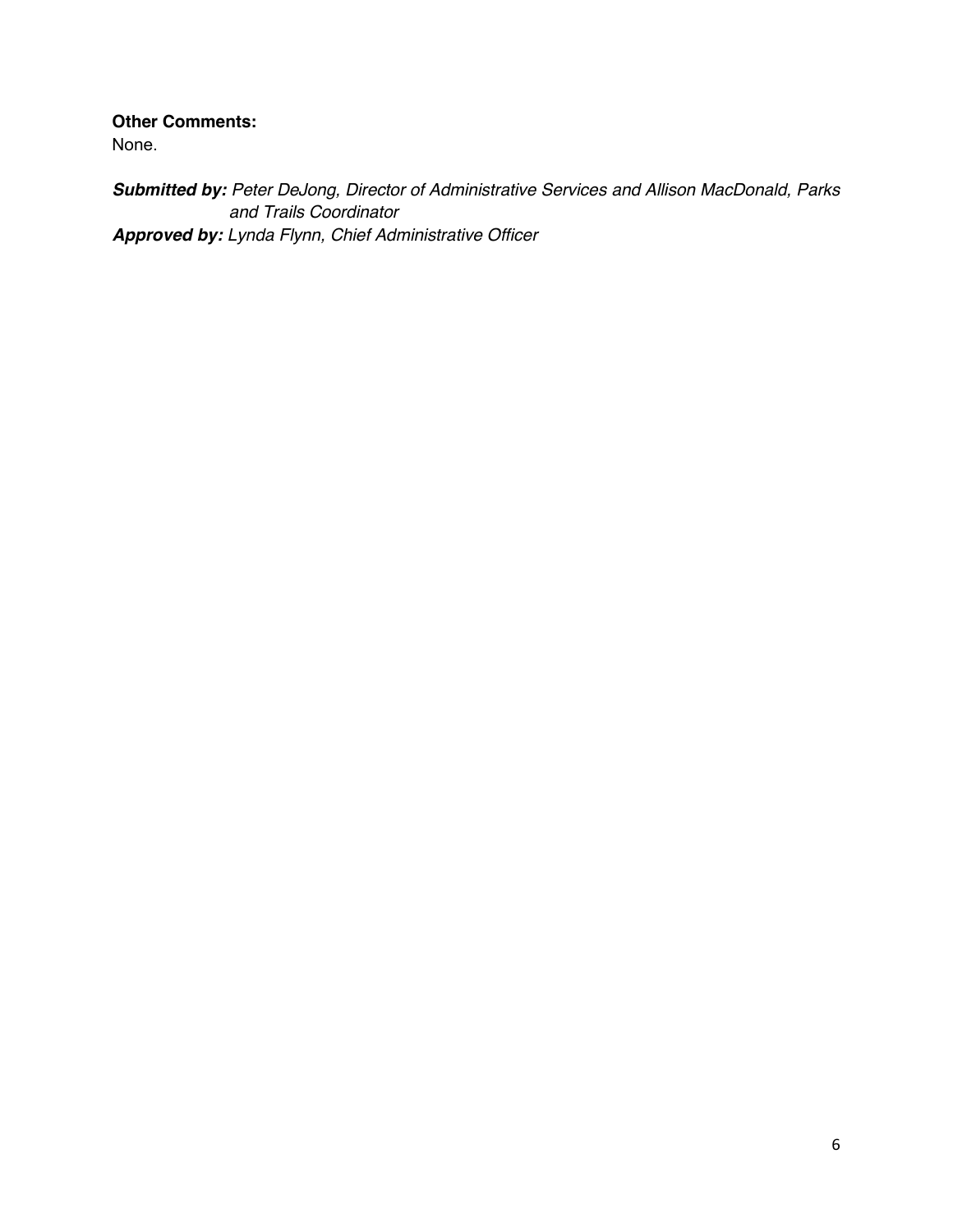**Other Comments:**
None.

***Submitted by:*** *Peter DeJong, Director of Administrative Services and Allison MacDonald, Parks and Trails Coordinator*
***Approved by:*** *Lynda Flynn, Chief Administrative Officer*